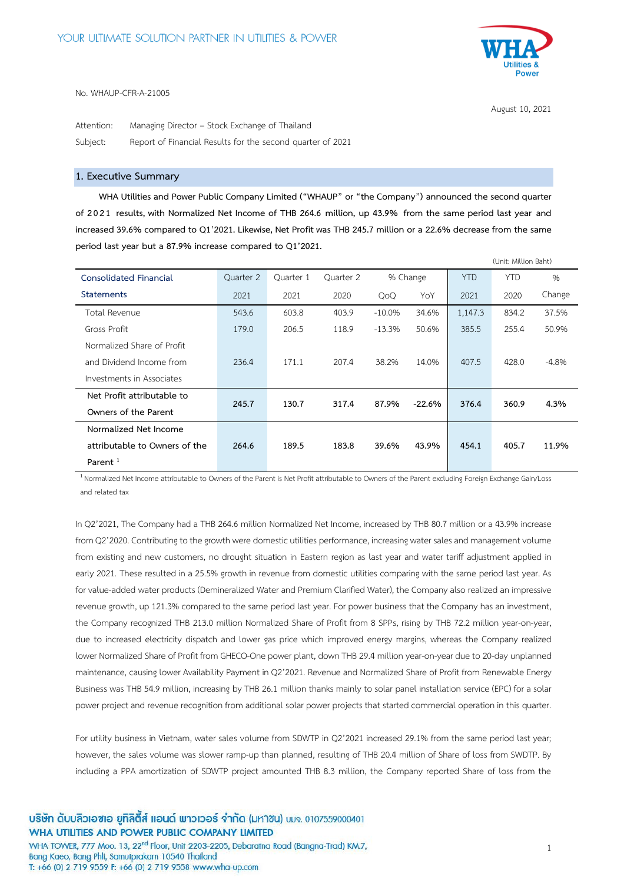No. WHAUP-CFR-A-21005

August 10, 2021

Attention: Managing Director – Stock Exchange of Thailand

Subject: Report of Financial Results for the second quarter of 2021

## 1. Executive Summary

**WHA Utilities and Power Public Company Limited ("WHAUP" or "the Company") announced the second quarter of 2021 results, with Normalized Net Income of THB 264.6 million, up 43.9% from the same period last year and increased 39.6% compared to Q1'2021. Likewise, Net Profit was THB 245.7 million or a 22.6% decrease from the same period last year but a 87.9% increase compared to Q1'2021.**

(Unit: Million Baht)

| Consolidated Financial Statements | Quarter 2 2021 | Quarter 1 2021 | Quarter 2 2020 | % Change QoQ | % Change YoY | YTD 2021 | YTD 2020 | % Change |
|---|---|---|---|---|---|---|---|---|
| Total Revenue | 543.6 | 603.8 | 403.9 | -10.0% | 34.6% | 1,147.3 | 834.2 | 37.5% |
| Gross Profit | 179.0 | 206.5 | 118.9 | -13.3% | 50.6% | 385.5 | 255.4 | 50.9% |
| Normalized Share of Profit and Dividend Income from Investments in Associates | 236.4 | 171.1 | 207.4 | 38.2% | 14.0% | 407.5 | 428.0 | -4.8% |
| **Net Profit attributable to Owners of the Parent** | **245.7** | **130.7** | **317.4** | **87.9%** | **-22.6%** | **376.4** | **360.9** | **4.3%** |
| **Normalized Net Income attributable to Owners of the Parent [1]** | **264.6** | **189.5** | **183.8** | **39.6%** | **43.9%** | **454.1** | **405.7** | **11.9%** |

[1] Normalized Net Income attributable to Owners of the Parent is Net Profit attributable to Owners of the Parent excluding Foreign Exchange Gain/Loss and related tax

In Q2'2021, The Company had a THB 264.6 million Normalized Net Income, increased by THB 80.7 million or a 43.9% increase from Q2'2020. Contributing to the growth were domestic utilities performance, increasing water sales and management volume from existing and new customers, no drought situation in Eastern region as last year and water tariff adjustment applied in early 2021. These resulted in a 25.5% growth in revenue from domestic utilities comparing with the same period last year. As for value-added water products (Demineralized Water and Premium Clarified Water), the Company also realized an impressive revenue growth, up 121.3% compared to the same period last year. For power business that the Company has an investment, the Company recognized THB 213.0 million Normalized Share of Profit from 8 SPPs, rising by THB 72.2 million year-on-year, due to increased electricity dispatch and lower gas price which improved energy margins, whereas the Company realized lower Normalized Share of Profit from GHECO-One power plant, down THB 29.4 million year-on-year due to 20-day unplanned maintenance, causing lower Availability Payment in Q2'2021. Revenue and Normalized Share of Profit from Renewable Energy Business was THB 54.9 million, increasing by THB 26.1 million thanks mainly to solar panel installation service (EPC) for a solar power project and revenue recognition from additional solar power projects that started commercial operation in this quarter.

For utility business in Vietnam, water sales volume from SDWTP in Q2'2021 increased 29.1% from the same period last year; however, the sales volume was slower ramp-up than planned, resulting of THB 20.4 million of Share of loss from SWDTP. By including a PPA amortization of SDWTP project amounted THB 8.3 million, the Company reported Share of loss from the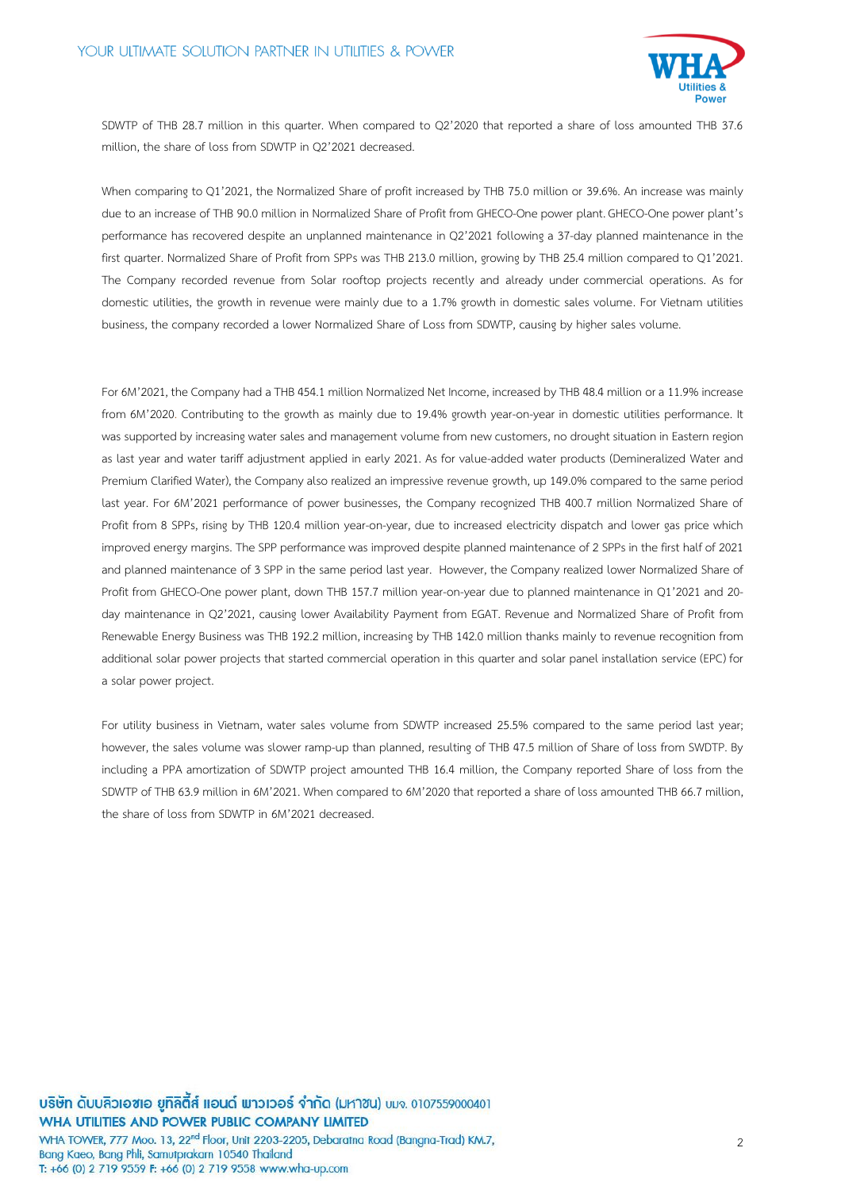SDWTP of THB 28.7 million in this quarter. When compared to Q2'2020 that reported a share of loss amounted THB 37.6 million, the share of loss from SDWTP in Q2'2021 decreased.

When comparing to Q1'2021, the Normalized Share of profit increased by THB 75.0 million or 39.6%. An increase was mainly due to an increase of THB 90.0 million in Normalized Share of Profit from GHECO-One power plant. GHECO-One power plant's performance has recovered despite an unplanned maintenance in Q2'2021 following a 37-day planned maintenance in the first quarter. Normalized Share of Profit from SPPs was THB 213.0 million, growing by THB 25.4 million compared to Q1'2021. The Company recorded revenue from Solar rooftop projects recently and already under commercial operations. As for domestic utilities, the growth in revenue were mainly due to a 1.7% growth in domestic sales volume. For Vietnam utilities business, the company recorded a lower Normalized Share of Loss from SDWTP, causing by higher sales volume.

For 6M'2021, the Company had a THB 454.1 million Normalized Net Income, increased by THB 48.4 million or a 11.9% increase from 6M'2020. Contributing to the growth as mainly due to 19.4% growth year-on-year in domestic utilities performance. It was supported by increasing water sales and management volume from new customers, no drought situation in Eastern region as last year and water tariff adjustment applied in early 2021. As for value-added water products (Demineralized Water and Premium Clarified Water), the Company also realized an impressive revenue growth, up 149.0% compared to the same period last year. For 6M'2021 performance of power businesses, the Company recognized THB 400.7 million Normalized Share of Profit from 8 SPPs, rising by THB 120.4 million year-on-year, due to increased electricity dispatch and lower gas price which improved energy margins. The SPP performance was improved despite planned maintenance of 2 SPPs in the first half of 2021 and planned maintenance of 3 SPP in the same period last year. However, the Company realized lower Normalized Share of Profit from GHECO-One power plant, down THB 157.7 million year-on-year due to planned maintenance in Q1'2021 and 20-day maintenance in Q2'2021, causing lower Availability Payment from EGAT. Revenue and Normalized Share of Profit from Renewable Energy Business was THB 192.2 million, increasing by THB 142.0 million thanks mainly to revenue recognition from additional solar power projects that started commercial operation in this quarter and solar panel installation service (EPC) for a solar power project.

For utility business in Vietnam, water sales volume from SDWTP increased 25.5% compared to the same period last year; however, the sales volume was slower ramp-up than planned, resulting of THB 47.5 million of Share of loss from SWDTP. By including a PPA amortization of SDWTP project amounted THB 16.4 million, the Company reported Share of loss from the SDWTP of THB 63.9 million in 6M'2021. When compared to 6M'2020 that reported a share of loss amounted THB 66.7 million, the share of loss from SDWTP in 6M'2021 decreased.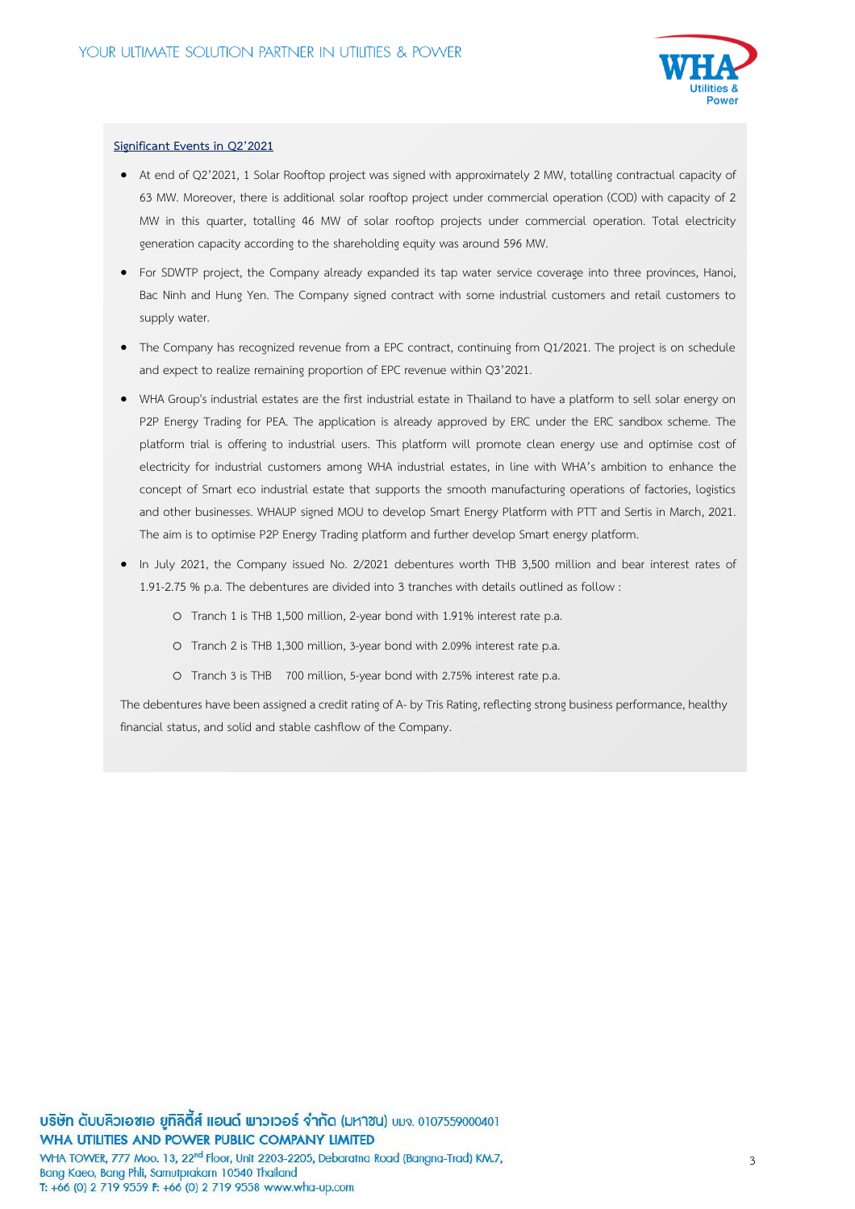**Significant Events in Q2'2021**

- At end of Q2'2021, 1 Solar Rooftop project was signed with approximately 2 MW, totalling contractual capacity of 63 MW. Moreover, there is additional solar rooftop project under commercial operation (COD) with capacity of 2 MW in this quarter, totalling 46 MW of solar rooftop projects under commercial operation. Total electricity generation capacity according to the shareholding equity was around 596 MW.
- For SDWTP project, the Company already expanded its tap water service coverage into three provinces, Hanoi, Bac Ninh and Hung Yen. The Company signed contract with some industrial customers and retail customers to supply water.
- The Company has recognized revenue from a EPC contract, continuing from Q1/2021. The project is on schedule and expect to realize remaining proportion of EPC revenue within Q3'2021.
- WHA Group's industrial estates are the first industrial estate in Thailand to have a platform to sell solar energy on P2P Energy Trading for PEA. The application is already approved by ERC under the ERC sandbox scheme. The platform trial is offering to industrial users. This platform will promote clean energy use and optimise cost of electricity for industrial customers among WHA industrial estates, in line with WHA's ambition to enhance the concept of Smart eco industrial estate that supports the smooth manufacturing operations of factories, logistics and other businesses. WHAUP signed MOU to develop Smart Energy Platform with PTT and Sertis in March, 2021. The aim is to optimise P2P Energy Trading platform and further develop Smart energy platform.
- In July 2021, the Company issued No. 2/2021 debentures worth THB 3,500 million and bear interest rates of 1.91-2.75 % p.a. The debentures are divided into 3 tranches with details outlined as follow :
  - Tranch 1 is THB 1,500 million, 2-year bond with 1.91% interest rate p.a.
  - Tranch 2 is THB 1,300 million, 3-year bond with 2.09% interest rate p.a.
  - Tranch 3 is THB 700 million, 5-year bond with 2.75% interest rate p.a.

The debentures have been assigned a credit rating of A- by Tris Rating, reflecting strong business performance, healthy financial status, and solid and stable cashflow of the Company.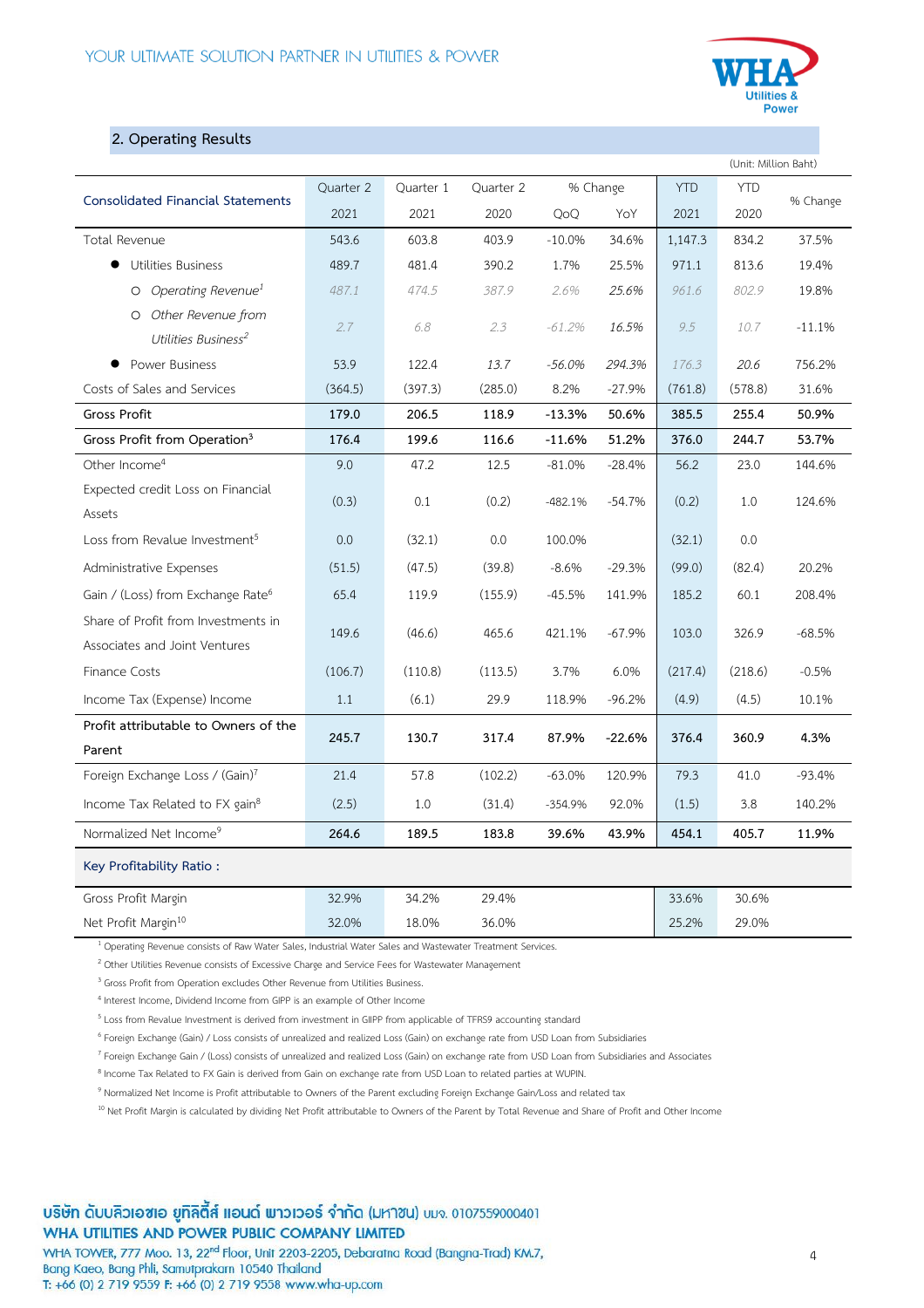## 2. Operating Results

(Unit: Million Baht)

| Consolidated Financial Statements | Quarter 2 | Quarter 1 | Quarter 2 | % Change | | YTD | YTD | % Change |
|---|---|---|---|---|---|---|---|---|
| | 2021 | 2021 | 2020 | QoQ | YoY | 2021 | 2020 | |
| Total Revenue | 543.6 | 603.8 | 403.9 | -10.0% | 34.6% | 1,147.3 | 834.2 | 37.5% |
| ● Utilities Business | 489.7 | 481.4 | 390.2 | 1.7% | 25.5% | 971.1 | 813.6 | 19.4% |
| ○ *Operating Revenue*[1] | *487.1* | *474.5* | *387.9* | *2.6%* | *25.6%* | *961.6* | *802.9* | 19.8% |
| ○ *Other Revenue from Utilities Business*[2] | *2.7* | *6.8* | *2.3* | *-61.2%* | *16.5%* | *9.5* | *10.7* | -11.1% |
| ● Power Business | 53.9 | 122.4 | *13.7* | *-56.0%* | *294.3%* | *176.3* | 20.6 | 756.2% |
| Costs of Sales and Services | (364.5) | (397.3) | (285.0) | 8.2% | -27.9% | (761.8) | (578.8) | 31.6% |
| **Gross Profit** | **179.0** | **206.5** | **118.9** | **-13.3%** | **50.6%** | **385.5** | **255.4** | **50.9%** |
| **Gross Profit from Operation**[3] | **176.4** | **199.6** | **116.6** | **-11.6%** | **51.2%** | **376.0** | **244.7** | **53.7%** |
| Other Income[4] | 9.0 | 47.2 | 12.5 | -81.0% | -28.4% | 56.2 | 23.0 | 144.6% |
| Expected credit Loss on Financial Assets | (0.3) | 0.1 | (0.2) | -482.1% | -54.7% | (0.2) | 1.0 | 124.6% |
| Loss from Revalue Investment[5] | 0.0 | (32.1) | 0.0 | 100.0% | | (32.1) | 0.0 | |
| Administrative Expenses | (51.5) | (47.5) | (39.8) | -8.6% | -29.3% | (99.0) | (82.4) | 20.2% |
| Gain / (Loss) from Exchange Rate[6] | 65.4 | 119.9 | (155.9) | -45.5% | 141.9% | 185.2 | 60.1 | 208.4% |
| Share of Profit from Investments in Associates and Joint Ventures | 149.6 | (46.6) | 465.6 | 421.1% | -67.9% | 103.0 | 326.9 | -68.5% |
| Finance Costs | (106.7) | (110.8) | (113.5) | 3.7% | 6.0% | (217.4) | (218.6) | -0.5% |
| Income Tax (Expense) Income | 1.1 | (6.1) | 29.9 | 118.9% | -96.2% | (4.9) | (4.5) | 10.1% |
| **Profit attributable to Owners of the Parent** | **245.7** | **130.7** | **317.4** | **87.9%** | **-22.6%** | **376.4** | **360.9** | **4.3%** |
| Foreign Exchange Loss / (Gain)[7] | 21.4 | 57.8 | (102.2) | -63.0% | 120.9% | 79.3 | 41.0 | -93.4% |
| Income Tax Related to FX gain[8] | (2.5) | 1.0 | (31.4) | -354.9% | 92.0% | (1.5) | 3.8 | 140.2% |
| Normalized Net Income[9] | **264.6** | **189.5** | **183.8** | **39.6%** | **43.9%** | **454.1** | **405.7** | **11.9%** |
| **Key Profitability Ratio :** | | | | | | | | |
| Gross Profit Margin | 32.9% | 34.2% | 29.4% | | | 33.6% | 30.6% | |
| Net Profit Margin[10] | 32.0% | 18.0% | 36.0% | | | 25.2% | 29.0% | |

[1] Operating Revenue consists of Raw Water Sales, Industrial Water Sales and Wastewater Treatment Services.

[2] Other Utilities Revenue consists of Excessive Charge and Service Fees for Wastewater Management

[3] Gross Profit from Operation excludes Other Revenue from Utilities Business.

[4] Interest Income, Dividend Income from GIPP is an example of Other Income

[5] Loss from Revalue Investment is derived from investment in GIPP from applicable of TFRS9 accounting standard

[6] Foreign Exchange (Gain) / Loss consists of unrealized and realized Loss (Gain) on exchange rate from USD Loan from Subsidiaries

[7] Foreign Exchange Gain / (Loss) consists of unrealized and realized Loss (Gain) on exchange rate from USD Loan from Subsidiaries and Associates

[8] Income Tax Related to FX Gain is derived from Gain on exchange rate from USD Loan to related parties at WUPIN.

[9] Normalized Net Income is Profit attributable to Owners of the Parent excluding Foreign Exchange Gain/Loss and related tax

[10] Net Profit Margin is calculated by dividing Net Profit attributable to Owners of the Parent by Total Revenue and Share of Profit and Other Income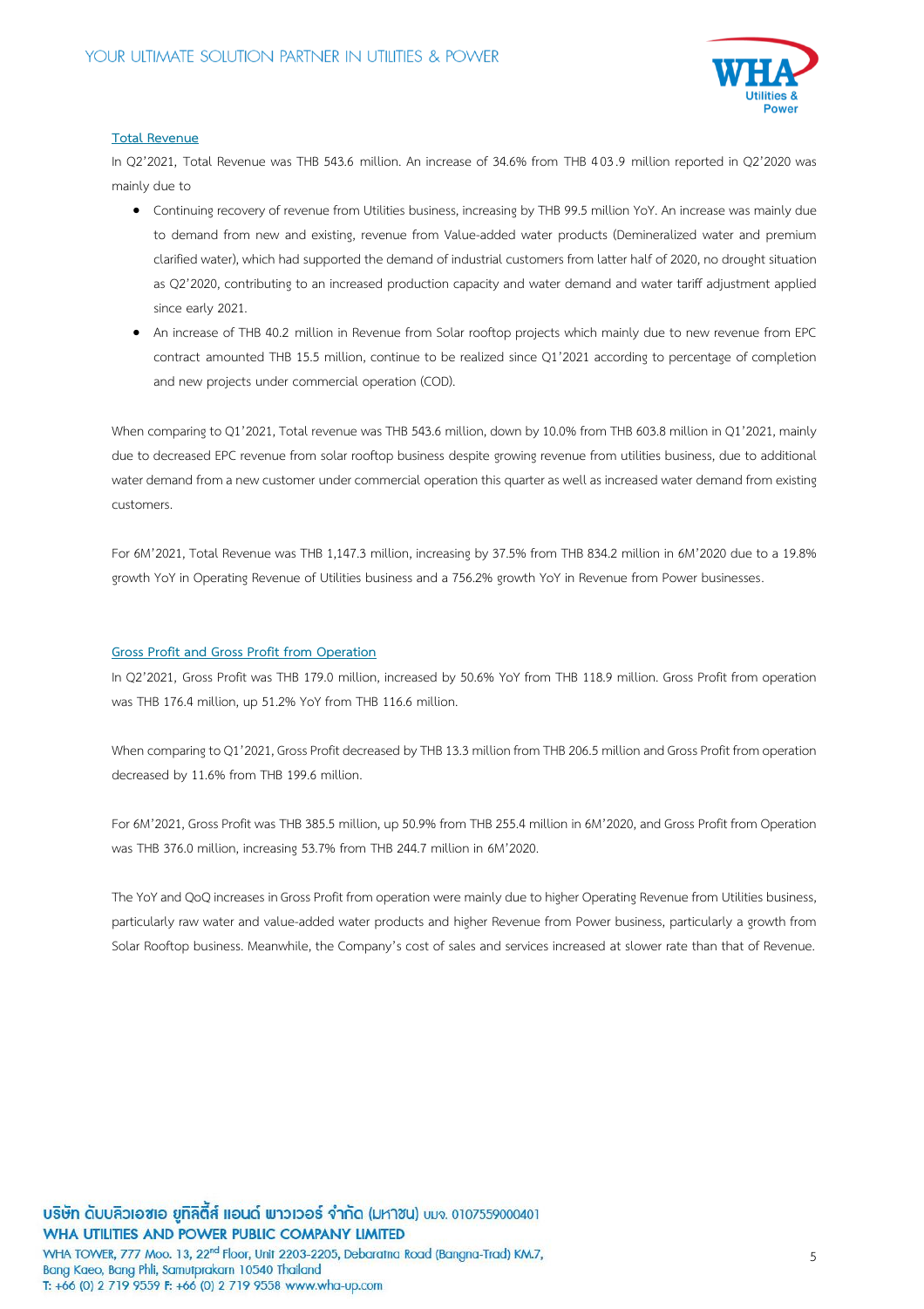## Total Revenue

In Q2'2021, Total Revenue was THB 543.6 million. An increase of 34.6% from THB 403.9 million reported in Q2'2020 was mainly due to

- Continuing recovery of revenue from Utilities business, increasing by THB 99.5 million YoY. An increase was mainly due to demand from new and existing, revenue from Value-added water products (Demineralized water and premium clarified water), which had supported the demand of industrial customers from latter half of 2020, no drought situation as Q2'2020, contributing to an increased production capacity and water demand and water tariff adjustment applied since early 2021.
- An increase of THB 40.2 million in Revenue from Solar rooftop projects which mainly due to new revenue from EPC contract amounted THB 15.5 million, continue to be realized since Q1'2021 according to percentage of completion and new projects under commercial operation (COD).

When comparing to Q1'2021, Total revenue was THB 543.6 million, down by 10.0% from THB 603.8 million in Q1'2021, mainly due to decreased EPC revenue from solar rooftop business despite growing revenue from utilities business, due to additional water demand from a new customer under commercial operation this quarter as well as increased water demand from existing customers.

For 6M'2021, Total Revenue was THB 1,147.3 million, increasing by 37.5% from THB 834.2 million in 6M'2020 due to a 19.8% growth YoY in Operating Revenue of Utilities business and a 756.2% growth YoY in Revenue from Power businesses.

## Gross Profit and Gross Profit from Operation

In Q2'2021, Gross Profit was THB 179.0 million, increased by 50.6% YoY from THB 118.9 million. Gross Profit from operation was THB 176.4 million, up 51.2% YoY from THB 116.6 million.

When comparing to Q1'2021, Gross Profit decreased by THB 13.3 million from THB 206.5 million and Gross Profit from operation decreased by 11.6% from THB 199.6 million.

For 6M'2021, Gross Profit was THB 385.5 million, up 50.9% from THB 255.4 million in 6M'2020, and Gross Profit from Operation was THB 376.0 million, increasing 53.7% from THB 244.7 million in 6M'2020.

The YoY and QoQ increases in Gross Profit from operation were mainly due to higher Operating Revenue from Utilities business, particularly raw water and value-added water products and higher Revenue from Power business, particularly a growth from Solar Rooftop business. Meanwhile, the Company's cost of sales and services increased at slower rate than that of Revenue.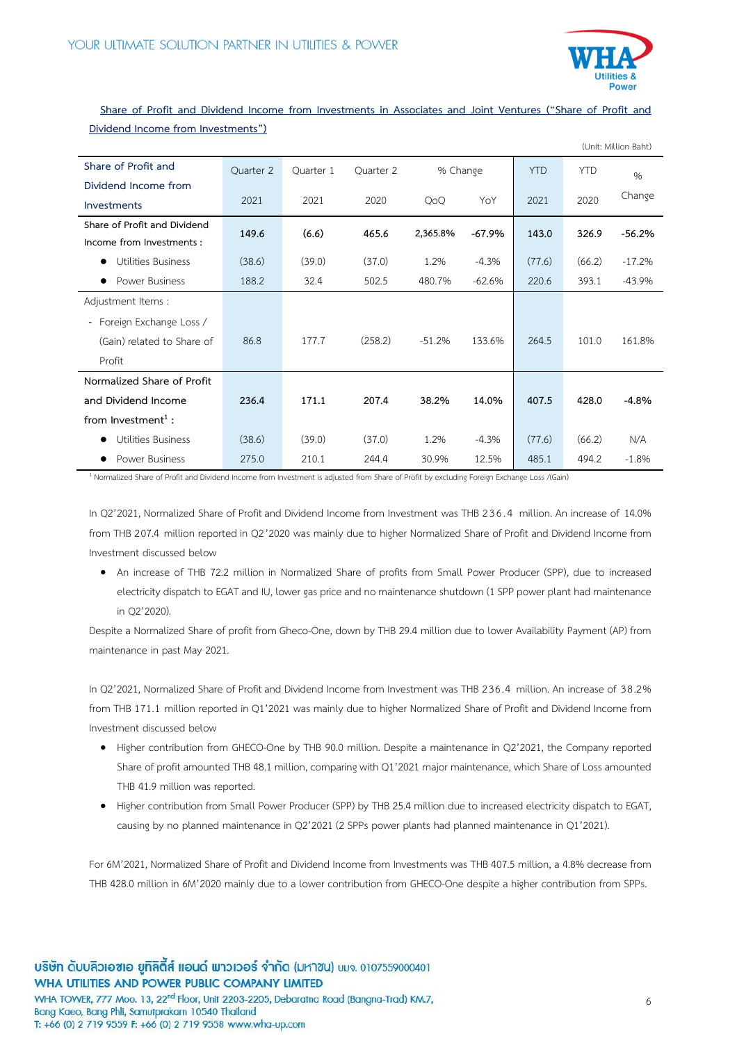## Share of Profit and Dividend Income from Investments in Associates and Joint Ventures ("Share of Profit and Dividend Income from Investments")

(Unit: Million Baht)

| Share of Profit and Dividend Income from Investments | Quarter 2 2021 | Quarter 1 2021 | Quarter 2 2020 | % Change QoQ | % Change YoY | YTD 2021 | YTD 2020 | % Change |
|---|---|---|---|---|---|---|---|---|
| **Share of Profit and Dividend Income from Investments :** | **149.6** | **(6.6)** | **465.6** | **2,365.8%** | **-67.9%** | **143.0** | **326.9** | **-56.2%** |
| • Utilities Business | (38.6) | (39.0) | (37.0) | 1.2% | -4.3% | (77.6) | (66.2) | -17.2% |
| • Power Business | 188.2 | 32.4 | 502.5 | 480.7% | -62.6% | 220.6 | 393.1 | -43.9% |
| Adjustment Items : | | | | | | | | |
| - Foreign Exchange Loss / (Gain) related to Share of Profit | 86.8 | 177.7 | (258.2) | -51.2% | 133.6% | 264.5 | 101.0 | 161.8% |
| **Normalized Share of Profit and Dividend Income from Investment[1] :** | **236.4** | **171.1** | **207.4** | **38.2%** | **14.0%** | **407.5** | **428.0** | **-4.8%** |
| • Utilities Business | (38.6) | (39.0) | (37.0) | 1.2% | -4.3% | (77.6) | (66.2) | N/A |
| • Power Business | 275.0 | 210.1 | 244.4 | 30.9% | 12.5% | 485.1 | 494.2 | -1.8% |

[1] Normalized Share of Profit and Dividend Income from Investment is adjusted from Share of Profit by excluding Foreign Exchange Loss /(Gain)

In Q2'2021, Normalized Share of Profit and Dividend Income from Investment was THB 236.4 million. An increase of 14.0% from THB 207.4 million reported in Q2'2020 was mainly due to higher Normalized Share of Profit and Dividend Income from Investment discussed below

- An increase of THB 72.2 million in Normalized Share of profits from Small Power Producer (SPP), due to increased electricity dispatch to EGAT and IU, lower gas price and no maintenance shutdown (1 SPP power plant had maintenance in Q2'2020).

Despite a Normalized Share of profit from Gheco-One, down by THB 29.4 million due to lower Availability Payment (AP) from maintenance in past May 2021.

In Q2'2021, Normalized Share of Profit and Dividend Income from Investment was THB 236.4 million. An increase of 38.2% from THB 171.1 million reported in Q1'2021 was mainly due to higher Normalized Share of Profit and Dividend Income from Investment discussed below

- Higher contribution from GHECO-One by THB 90.0 million. Despite a maintenance in Q2'2021, the Company reported Share of profit amounted THB 48.1 million, comparing with Q1'2021 major maintenance, which Share of Loss amounted THB 41.9 million was reported.
- Higher contribution from Small Power Producer (SPP) by THB 25.4 million due to increased electricity dispatch to EGAT, causing by no planned maintenance in Q2'2021 (2 SPPs power plants had planned maintenance in Q1'2021).

For 6M'2021, Normalized Share of Profit and Dividend Income from Investments was THB 407.5 million, a 4.8% decrease from THB 428.0 million in 6M'2020 mainly due to a lower contribution from GHECO-One despite a higher contribution from SPPs.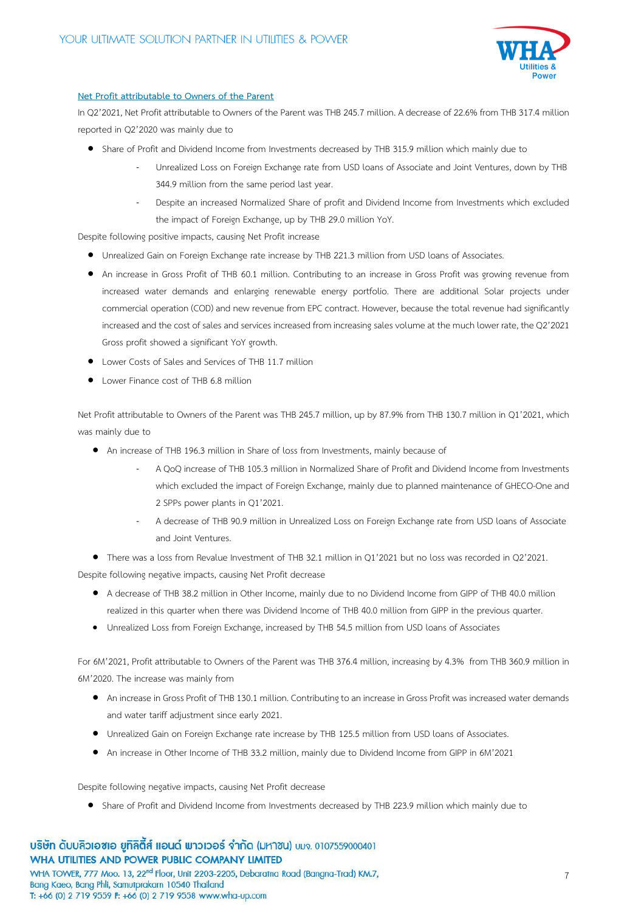Net Profit attributable to Owners of the Parent

In Q2'2021, Net Profit attributable to Owners of the Parent was THB 245.7 million. A decrease of 22.6% from THB 317.4 million reported in Q2'2020 was mainly due to

- Share of Profit and Dividend Income from Investments decreased by THB 315.9 million which mainly due to
  - Unrealized Loss on Foreign Exchange rate from USD loans of Associate and Joint Ventures, down by THB 344.9 million from the same period last year.
  - Despite an increased Normalized Share of profit and Dividend Income from Investments which excluded the impact of Foreign Exchange, up by THB 29.0 million YoY.

Despite following positive impacts, causing Net Profit increase

- Unrealized Gain on Foreign Exchange rate increase by THB 221.3 million from USD loans of Associates.
- An increase in Gross Profit of THB 60.1 million. Contributing to an increase in Gross Profit was growing revenue from increased water demands and enlarging renewable energy portfolio. There are additional Solar projects under commercial operation (COD) and new revenue from EPC contract. However, because the total revenue had significantly increased and the cost of sales and services increased from increasing sales volume at the much lower rate, the Q2'2021 Gross profit showed a significant YoY growth.
- Lower Costs of Sales and Services of THB 11.7 million
- Lower Finance cost of THB 6.8 million

Net Profit attributable to Owners of the Parent was THB 245.7 million, up by 87.9% from THB 130.7 million in Q1'2021, which was mainly due to

- An increase of THB 196.3 million in Share of loss from Investments, mainly because of
  - A QoQ increase of THB 105.3 million in Normalized Share of Profit and Dividend Income from Investments which excluded the impact of Foreign Exchange, mainly due to planned maintenance of GHECO-One and 2 SPPs power plants in Q1'2021.
  - A decrease of THB 90.9 million in Unrealized Loss on Foreign Exchange rate from USD loans of Associate and Joint Ventures.
- There was a loss from Revalue Investment of THB 32.1 million in Q1'2021 but no loss was recorded in Q2'2021.

Despite following negative impacts, causing Net Profit decrease

- A decrease of THB 38.2 million in Other Income, mainly due to no Dividend Income from GIPP of THB 40.0 million realized in this quarter when there was Dividend Income of THB 40.0 million from GIPP in the previous quarter.
- Unrealized Loss from Foreign Exchange, increased by THB 54.5 million from USD loans of Associates

For 6M'2021, Profit attributable to Owners of the Parent was THB 376.4 million, increasing by 4.3% from THB 360.9 million in 6M'2020. The increase was mainly from

- An increase in Gross Profit of THB 130.1 million. Contributing to an increase in Gross Profit was increased water demands and water tariff adjustment since early 2021.
- Unrealized Gain on Foreign Exchange rate increase by THB 125.5 million from USD loans of Associates.
- An increase in Other Income of THB 33.2 million, mainly due to Dividend Income from GIPP in 6M'2021

Despite following negative impacts, causing Net Profit decrease

- Share of Profit and Dividend Income from Investments decreased by THB 223.9 million which mainly due to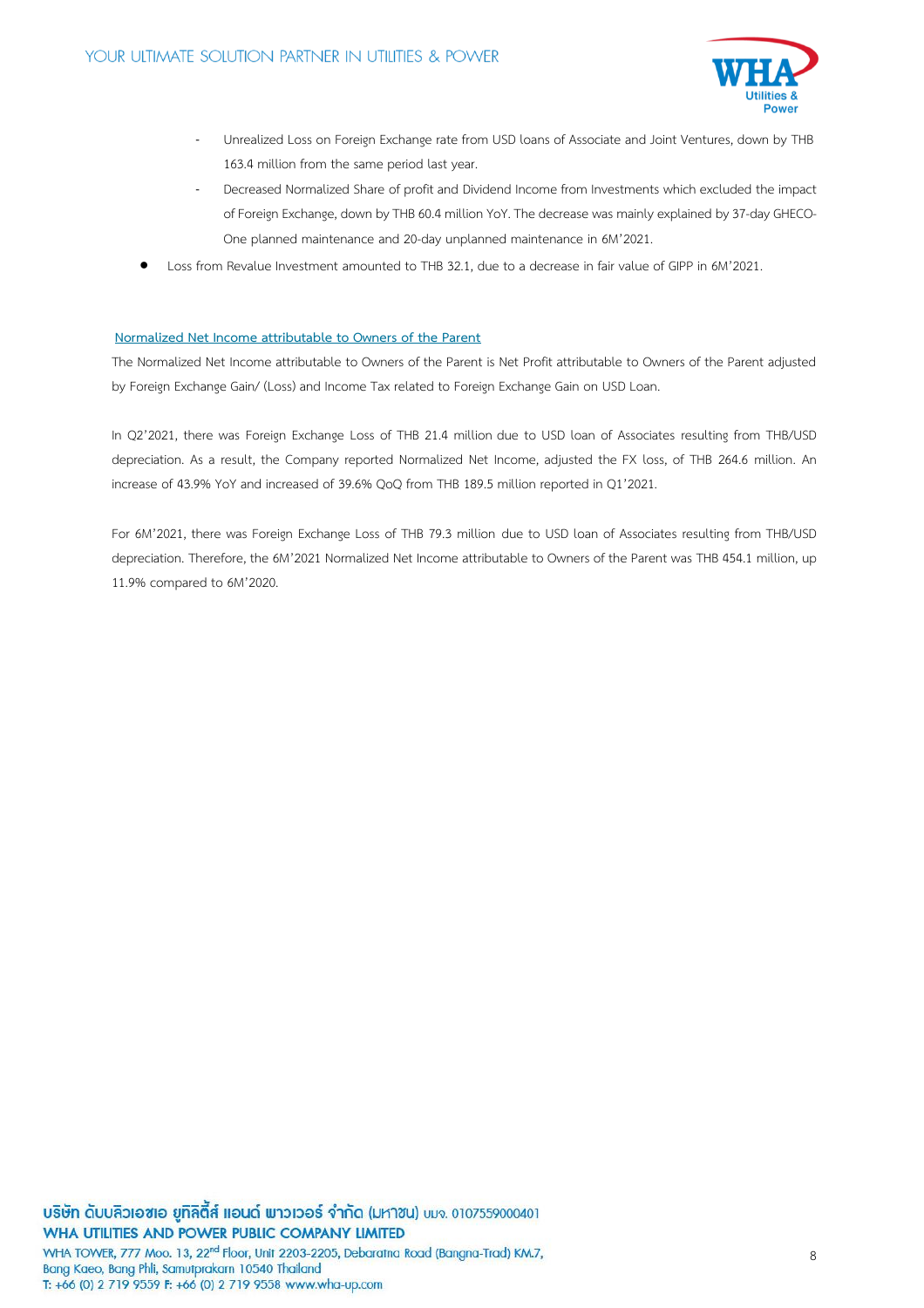- Unrealized Loss on Foreign Exchange rate from USD loans of Associate and Joint Ventures, down by THB 163.4 million from the same period last year.
- Decreased Normalized Share of profit and Dividend Income from Investments which excluded the impact of Foreign Exchange, down by THB 60.4 million YoY. The decrease was mainly explained by 37-day GHECO-One planned maintenance and 20-day unplanned maintenance in 6M'2021.

- Loss from Revalue Investment amounted to THB 32.1, due to a decrease in fair value of GIPP in 6M'2021.

**Normalized Net Income attributable to Owners of the Parent**

The Normalized Net Income attributable to Owners of the Parent is Net Profit attributable to Owners of the Parent adjusted by Foreign Exchange Gain/ (Loss) and Income Tax related to Foreign Exchange Gain on USD Loan.

In Q2'2021, there was Foreign Exchange Loss of THB 21.4 million due to USD loan of Associates resulting from THB/USD depreciation. As a result, the Company reported Normalized Net Income, adjusted the FX loss, of THB 264.6 million. An increase of 43.9% YoY and increased of 39.6% QoQ from THB 189.5 million reported in Q1'2021.

For 6M'2021, there was Foreign Exchange Loss of THB 79.3 million due to USD loan of Associates resulting from THB/USD depreciation. Therefore, the 6M'2021 Normalized Net Income attributable to Owners of the Parent was THB 454.1 million, up 11.9% compared to 6M'2020.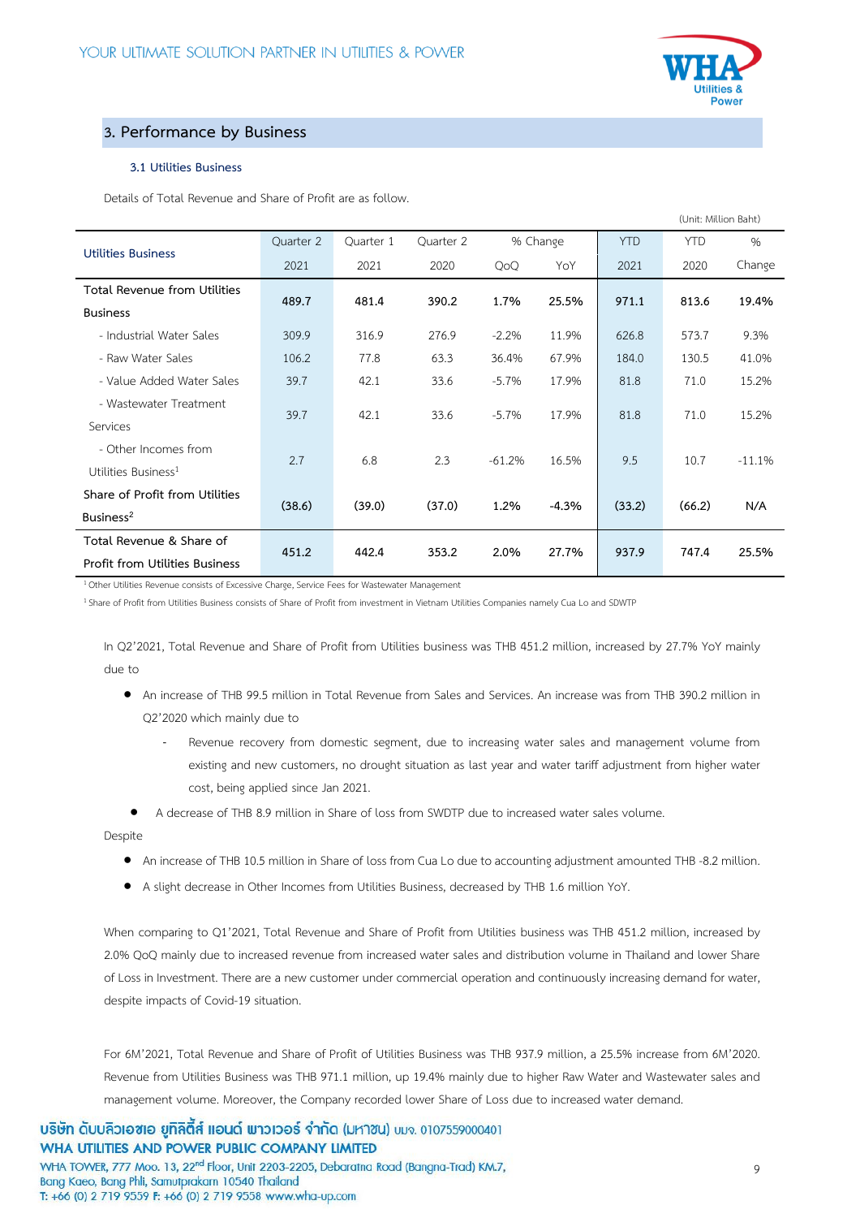## 3. Performance by Business

### 3.1 Utilities Business

Details of Total Revenue and Share of Profit are as follow.

(Unit: Million Baht)

| Utilities Business | Quarter 2 | Quarter 1 | Quarter 2 | % Change | | YTD | YTD | % |
|---|---|---|---|---|---|---|---|---|
| | 2021 | 2021 | 2020 | QoQ | YoY | 2021 | 2020 | Change |
| **Total Revenue from Utilities Business** | **489.7** | **481.4** | **390.2** | **1.7%** | **25.5%** | **971.1** | **813.6** | **19.4%** |
| - Industrial Water Sales | 309.9 | 316.9 | 276.9 | -2.2% | 11.9% | 626.8 | 573.7 | 9.3% |
| - Raw Water Sales | 106.2 | 77.8 | 63.3 | 36.4% | 67.9% | 184.0 | 130.5 | 41.0% |
| - Value Added Water Sales | 39.7 | 42.1 | 33.6 | -5.7% | 17.9% | 81.8 | 71.0 | 15.2% |
| - Wastewater Treatment Services | 39.7 | 42.1 | 33.6 | -5.7% | 17.9% | 81.8 | 71.0 | 15.2% |
| - Other Incomes from Utilities Business[1] | 2.7 | 6.8 | 2.3 | -61.2% | 16.5% | 9.5 | 10.7 | -11.1% |
| **Share of Profit from Utilities Business[2]** | **(38.6)** | **(39.0)** | **(37.0)** | **1.2%** | **-4.3%** | **(33.2)** | **(66.2)** | **N/A** |
| **Total Revenue & Share of Profit from Utilities Business** | **451.2** | **442.4** | **353.2** | **2.0%** | **27.7%** | **937.9** | **747.4** | **25.5%** |

[1] Other Utilities Revenue consists of Excessive Charge, Service Fees for Wastewater Management

[1] Share of Profit from Utilities Business consists of Share of Profit from investment in Vietnam Utilities Companies namely Cua Lo and SDWTP

In Q2'2021, Total Revenue and Share of Profit from Utilities business was THB 451.2 million, increased by 27.7% YoY mainly due to

- An increase of THB 99.5 million in Total Revenue from Sales and Services. An increase was from THB 390.2 million in Q2'2020 which mainly due to
  - Revenue recovery from domestic segment, due to increasing water sales and management volume from existing and new customers, no drought situation as last year and water tariff adjustment from higher water cost, being applied since Jan 2021.
- A decrease of THB 8.9 million in Share of loss from SWDTP due to increased water sales volume.

Despite

- An increase of THB 10.5 million in Share of loss from Cua Lo due to accounting adjustment amounted THB -8.2 million.
- A slight decrease in Other Incomes from Utilities Business, decreased by THB 1.6 million YoY.

When comparing to Q1'2021, Total Revenue and Share of Profit from Utilities business was THB 451.2 million, increased by 2.0% QoQ mainly due to increased revenue from increased water sales and distribution volume in Thailand and lower Share of Loss in Investment. There are a new customer under commercial operation and continuously increasing demand for water, despite impacts of Covid-19 situation.

For 6M'2021, Total Revenue and Share of Profit of Utilities Business was THB 937.9 million, a 25.5% increase from 6M'2020. Revenue from Utilities Business was THB 971.1 million, up 19.4% mainly due to higher Raw Water and Wastewater sales and management volume. Moreover, the Company recorded lower Share of Loss due to increased water demand.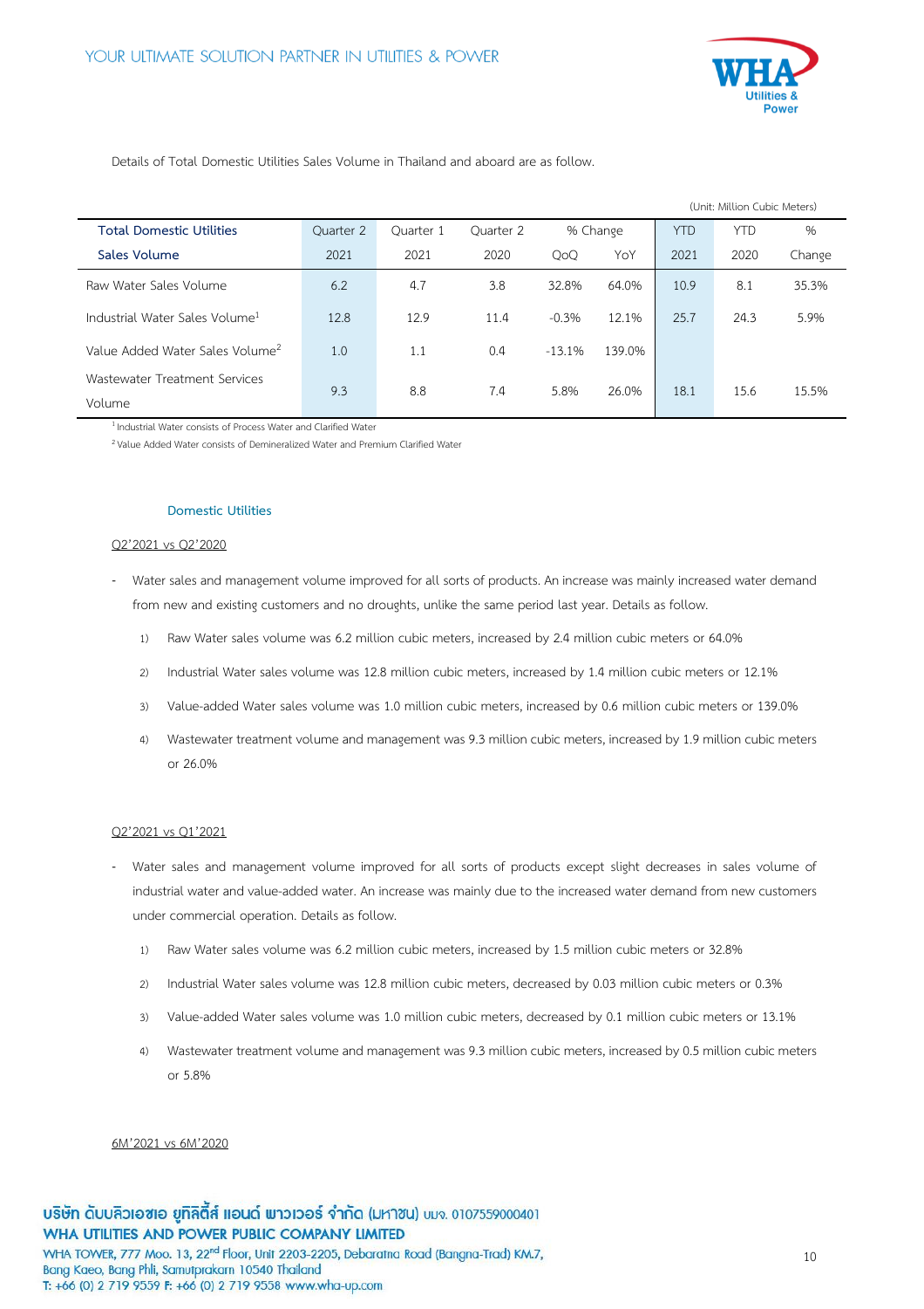Details of Total Domestic Utilities Sales Volume in Thailand and aboard are as follow.

(Unit: Million Cubic Meters)

| Total Domestic Utilities Sales Volume | Quarter 2 2021 | Quarter 1 2021 | Quarter 2 2020 | % Change QoQ | % Change YoY | YTD 2021 | YTD 2020 | % Change |
|---|---|---|---|---|---|---|---|---|
| Raw Water Sales Volume | 6.2 | 4.7 | 3.8 | 32.8% | 64.0% | 10.9 | 8.1 | 35.3% |
| Industrial Water Sales Volume[1] | 12.8 | 12.9 | 11.4 | -0.3% | 12.1% | 25.7 | 24.3 | 5.9% |
| Value Added Water Sales Volume[2] | 1.0 | 1.1 | 0.4 | -13.1% | 139.0% | | | |
| Wastewater Treatment Services Volume | 9.3 | 8.8 | 7.4 | 5.8% | 26.0% | 18.1 | 15.6 | 15.5% |

[1] Industrial Water consists of Process Water and Clarified Water

[2] Value Added Water consists of Demineralized Water and Premium Clarified Water

### Domestic Utilities

Q2'2021 vs Q2'2020

- Water sales and management volume improved for all sorts of products. An increase was mainly increased water demand from new and existing customers and no droughts, unlike the same period last year. Details as follow.
  1) Raw Water sales volume was 6.2 million cubic meters, increased by 2.4 million cubic meters or 64.0%
  2) Industrial Water sales volume was 12.8 million cubic meters, increased by 1.4 million cubic meters or 12.1%
  3) Value-added Water sales volume was 1.0 million cubic meters, increased by 0.6 million cubic meters or 139.0%
  4) Wastewater treatment volume and management was 9.3 million cubic meters, increased by 1.9 million cubic meters or 26.0%

Q2'2021 vs Q1'2021

- Water sales and management volume improved for all sorts of products except slight decreases in sales volume of industrial water and value-added water. An increase was mainly due to the increased water demand from new customers under commercial operation. Details as follow.
  1) Raw Water sales volume was 6.2 million cubic meters, increased by 1.5 million cubic meters or 32.8%
  2) Industrial Water sales volume was 12.8 million cubic meters, decreased by 0.03 million cubic meters or 0.3%
  3) Value-added Water sales volume was 1.0 million cubic meters, decreased by 0.1 million cubic meters or 13.1%
  4) Wastewater treatment volume and management was 9.3 million cubic meters, increased by 0.5 million cubic meters or 5.8%

6M'2021 vs 6M'2020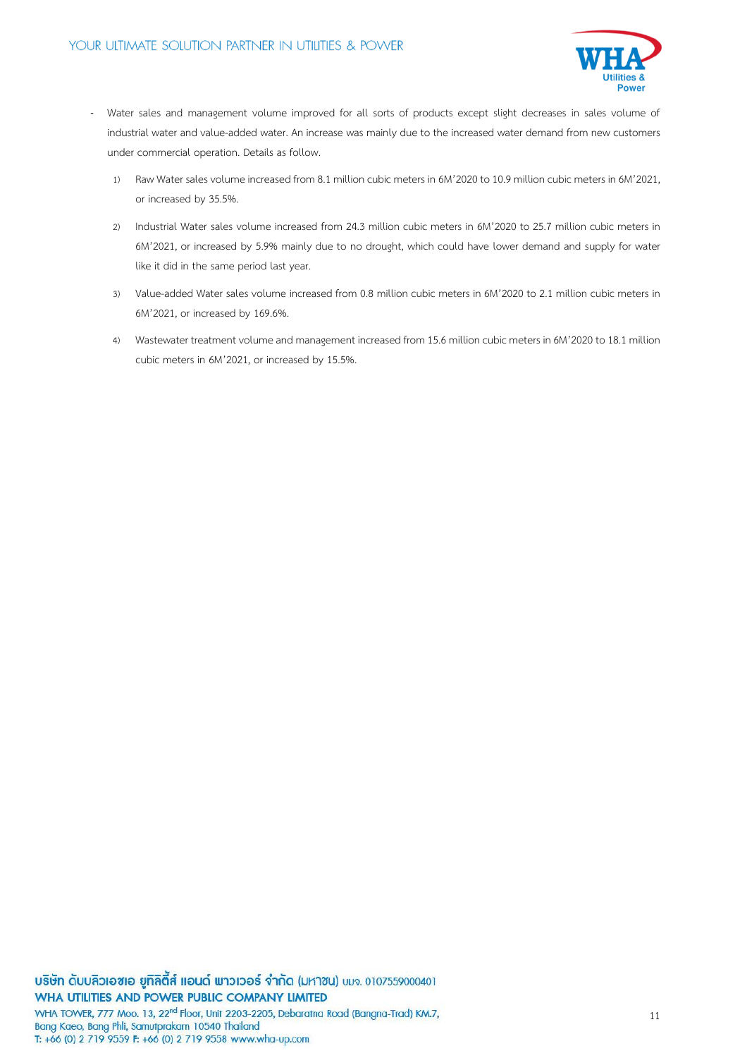- Water sales and management volume improved for all sorts of products except slight decreases in sales volume of industrial water and value-added water. An increase was mainly due to the increased water demand from new customers under commercial operation. Details as follow.

    1) Raw Water sales volume increased from 8.1 million cubic meters in 6M'2020 to 10.9 million cubic meters in 6M'2021, or increased by 35.5%.

    2) Industrial Water sales volume increased from 24.3 million cubic meters in 6M'2020 to 25.7 million cubic meters in 6M'2021, or increased by 5.9% mainly due to no drought, which could have lower demand and supply for water like it did in the same period last year.

    3) Value-added Water sales volume increased from 0.8 million cubic meters in 6M'2020 to 2.1 million cubic meters in 6M'2021, or increased by 169.6%.

    4) Wastewater treatment volume and management increased from 15.6 million cubic meters in 6M'2020 to 18.1 million cubic meters in 6M'2021, or increased by 15.5%.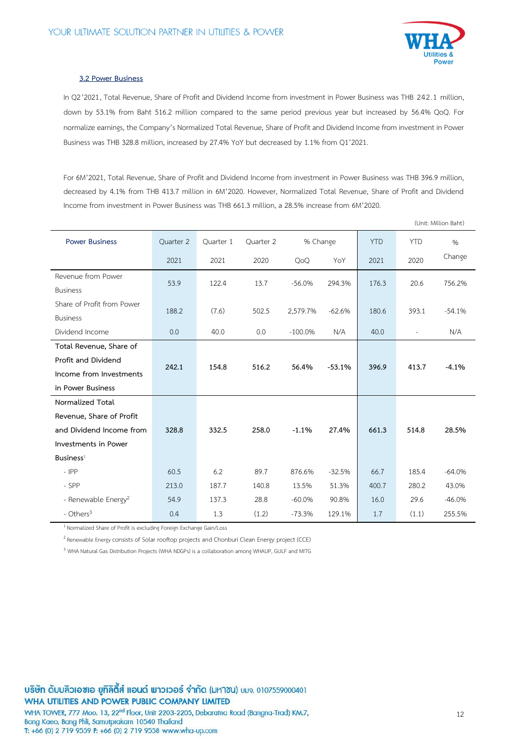### 3.2 Power Business

In Q2'2021, Total Revenue, Share of Profit and Dividend Income from investment in Power Business was THB 242.1 million, down by 53.1% from Baht 516.2 million compared to the same period previous year but increased by 56.4% QoQ. For normalize earnings, the Company's Normalized Total Revenue, Share of Profit and Dividend Income from investment in Power Business was THB 328.8 million, increased by 27.4% YoY but decreased by 1.1% from Q1'2021.

For 6M'2021, Total Revenue, Share of Profit and Dividend Income from investment in Power Business was THB 396.9 million, decreased by 4.1% from THB 413.7 million in 6M'2020. However, Normalized Total Revenue, Share of Profit and Dividend Income from investment in Power Business was THB 661.3 million, a 28.5% increase from 6M'2020.

(Unit: Million Baht)

| Power Business | Quarter 2 2021 | Quarter 1 2021 | Quarter 2 2020 | % Change QoQ | % Change YoY | YTD 2021 | YTD 2020 | % Change |
|---|---|---|---|---|---|---|---|---|
| Revenue from Power Business | 53.9 | 122.4 | 13.7 | -56.0% | 294.3% | 176.3 | 20.6 | 756.2% |
| Share of Profit from Power Business | 188.2 | (7.6) | 502.5 | 2,579.7% | -62.6% | 180.6 | 393.1 | -54.1% |
| Dividend Income | 0.0 | 40.0 | 0.0 | -100.0% | N/A | 40.0 | - | N/A |
| **Total Revenue, Share of Profit and Dividend Income from Investments in Power Business** | **242.1** | **154.8** | **516.2** | **56.4%** | **-53.1%** | **396.9** | **413.7** | **-4.1%** |
| **Normalized Total Revenue, Share of Profit and Dividend Income from Investments in Power Business**[1] | **328.8** | **332.5** | **258.0** | **-1.1%** | **27.4%** | **661.3** | **514.8** | **28.5%** |
| - IPP | 60.5 | 6.2 | 89.7 | 876.6% | -32.5% | 66.7 | 185.4 | -64.0% |
| - SPP | 213.0 | 187.7 | 140.8 | 13.5% | 51.3% | 400.7 | 280.2 | 43.0% |
| - Renewable Energy[2] | 54.9 | 137.3 | 28.8 | -60.0% | 90.8% | 16.0 | 29.6 | -46.0% |
| - Others[3] | 0.4 | 1.3 | (1.2) | -73.3% | 129.1% | 1.7 | (1.1) | 255.5% |

[1] Normalized Share of Profit is excluding Foreign Exchange Gain/Loss

[2] Renewable Energy consists of Solar rooftop projects and Chonburi Clean Energy project (CCE)

[3] WHA Natural Gas Distribution Projects (WHA NDGPs) is a collaboration among WHAUP, GULF and MITG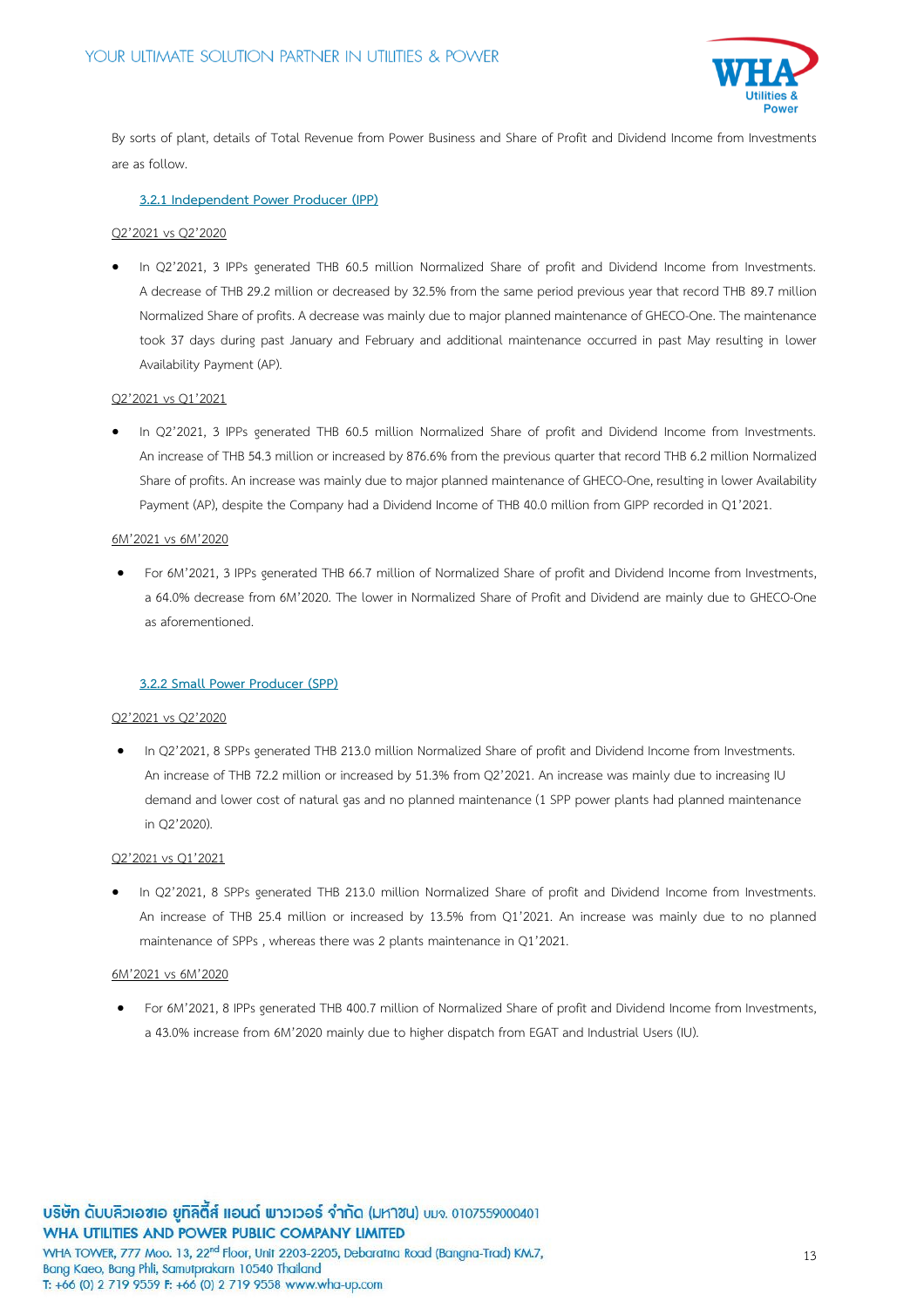By sorts of plant, details of Total Revenue from Power Business and Share of Profit and Dividend Income from Investments are as follow.

### 3.2.1 Independent Power Producer (IPP)

Q2'2021 vs Q2'2020

- In Q2'2021, 3 IPPs generated THB 60.5 million Normalized Share of profit and Dividend Income from Investments. A decrease of THB 29.2 million or decreased by 32.5% from the same period previous year that record THB 89.7 million Normalized Share of profits. A decrease was mainly due to major planned maintenance of GHECO-One. The maintenance took 37 days during past January and February and additional maintenance occurred in past May resulting in lower Availability Payment (AP).

Q2'2021 vs Q1'2021

- In Q2'2021, 3 IPPs generated THB 60.5 million Normalized Share of profit and Dividend Income from Investments. An increase of THB 54.3 million or increased by 876.6% from the previous quarter that record THB 6.2 million Normalized Share of profits. An increase was mainly due to major planned maintenance of GHECO-One, resulting in lower Availability Payment (AP), despite the Company had a Dividend Income of THB 40.0 million from GIPP recorded in Q1'2021.

6M'2021 vs 6M'2020

- For 6M'2021, 3 IPPs generated THB 66.7 million of Normalized Share of profit and Dividend Income from Investments, a 64.0% decrease from 6M'2020. The lower in Normalized Share of Profit and Dividend are mainly due to GHECO-One as aforementioned.

### 3.2.2 Small Power Producer (SPP)

Q2'2021 vs Q2'2020

- In Q2'2021, 8 SPPs generated THB 213.0 million Normalized Share of profit and Dividend Income from Investments. An increase of THB 72.2 million or increased by 51.3% from Q2'2021. An increase was mainly due to increasing IU demand and lower cost of natural gas and no planned maintenance (1 SPP power plants had planned maintenance in Q2'2020).

Q2'2021 vs Q1'2021

- In Q2'2021, 8 SPPs generated THB 213.0 million Normalized Share of profit and Dividend Income from Investments. An increase of THB 25.4 million or increased by 13.5% from Q1'2021. An increase was mainly due to no planned maintenance of SPPs , whereas there was 2 plants maintenance in Q1'2021.

6M'2021 vs 6M'2020

- For 6M'2021, 8 IPPs generated THB 400.7 million of Normalized Share of profit and Dividend Income from Investments, a 43.0% increase from 6M'2020 mainly due to higher dispatch from EGAT and Industrial Users (IU).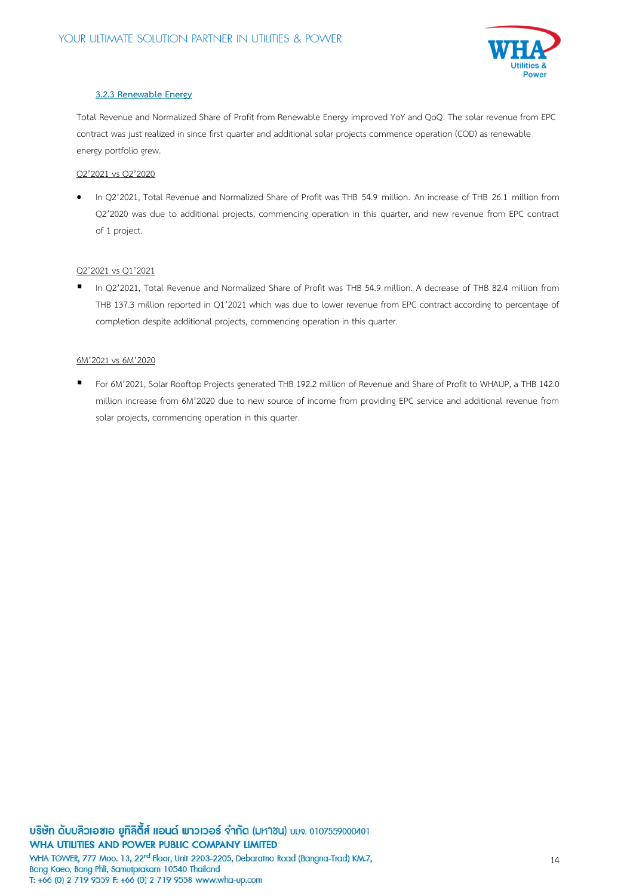### 3.2.3 Renewable Energy

Total Revenue and Normalized Share of Profit from Renewable Energy improved YoY and QoQ. The solar revenue from EPC contract was just realized in since first quarter and additional solar projects commence operation (COD) as renewable energy portfolio grew.

Q2'2021 vs Q2'2020

- In Q2'2021, Total Revenue and Normalized Share of Profit was THB 54.9 million. An increase of THB 26.1 million from Q2'2020 was due to additional projects, commencing operation in this quarter, and new revenue from EPC contract of 1 project.

Q2'2021 vs Q1'2021

- In Q2'2021, Total Revenue and Normalized Share of Profit was THB 54.9 million. A decrease of THB 82.4 million from THB 137.3 million reported in Q1'2021 which was due to lower revenue from EPC contract according to percentage of completion despite additional projects, commencing operation in this quarter.

6M'2021 vs 6M'2020

- For 6M'2021, Solar Rooftop Projects generated THB 192.2 million of Revenue and Share of Profit to WHAUP, a THB 142.0 million increase from 6M'2020 due to new source of income from providing EPC service and additional revenue from solar projects, commencing operation in this quarter.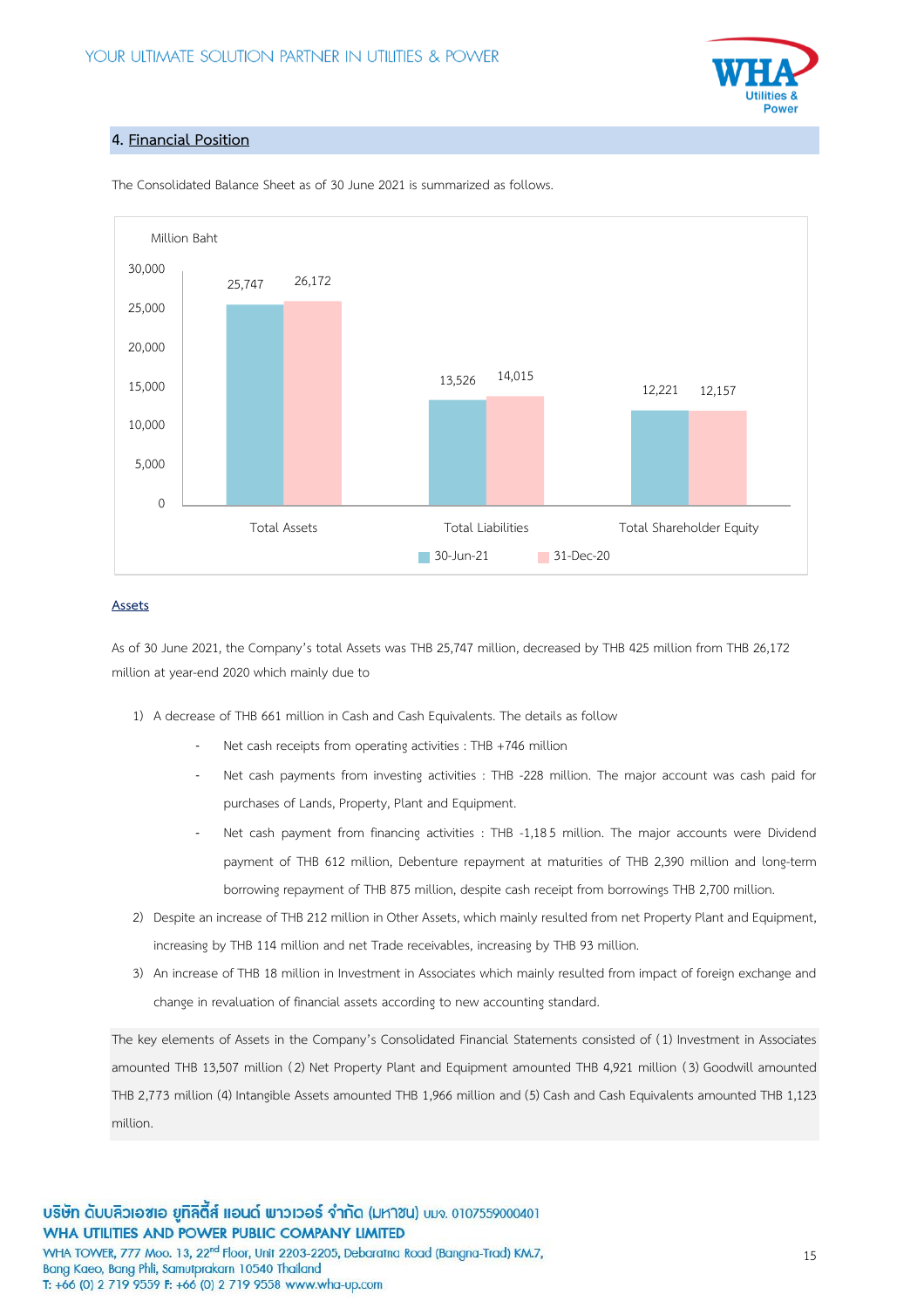## 4. Financial Position

The Consolidated Balance Sheet as of 30 June 2021 is summarized as follows.

Million Baht

| | 30-Jun-21 | 31-Dec-20 |
|---|---|---|
| Total Assets | 25,747 | 26,172 |
| Total Liabilities | 13,526 | 14,015 |
| Total Shareholder Equity | 12,221 | 12,157 |

### Assets

As of 30 June 2021, the Company's total Assets was THB 25,747 million, decreased by THB 425 million from THB 26,172 million at year-end 2020 which mainly due to

1) A decrease of THB 661 million in Cash and Cash Equivalents. The details as follow
   - Net cash receipts from operating activities : THB +746 million
   - Net cash payments from investing activities : THB -228 million. The major account was cash paid for purchases of Lands, Property, Plant and Equipment.
   - Net cash payment from financing activities : THB -1,185 million. The major accounts were Dividend payment of THB 612 million, Debenture repayment at maturities of THB 2,390 million and long-term borrowing repayment of THB 875 million, despite cash receipt from borrowings THB 2,700 million.
2) Despite an increase of THB 212 million in Other Assets, which mainly resulted from net Property Plant and Equipment, increasing by THB 114 million and net Trade receivables, increasing by THB 93 million.
3) An increase of THB 18 million in Investment in Associates which mainly resulted from impact of foreign exchange and change in revaluation of financial assets according to new accounting standard.

The key elements of Assets in the Company's Consolidated Financial Statements consisted of (1) Investment in Associates amounted THB 13,507 million (2) Net Property Plant and Equipment amounted THB 4,921 million (3) Goodwill amounted THB 2,773 million (4) Intangible Assets amounted THB 1,966 million and (5) Cash and Cash Equivalents amounted THB 1,123 million.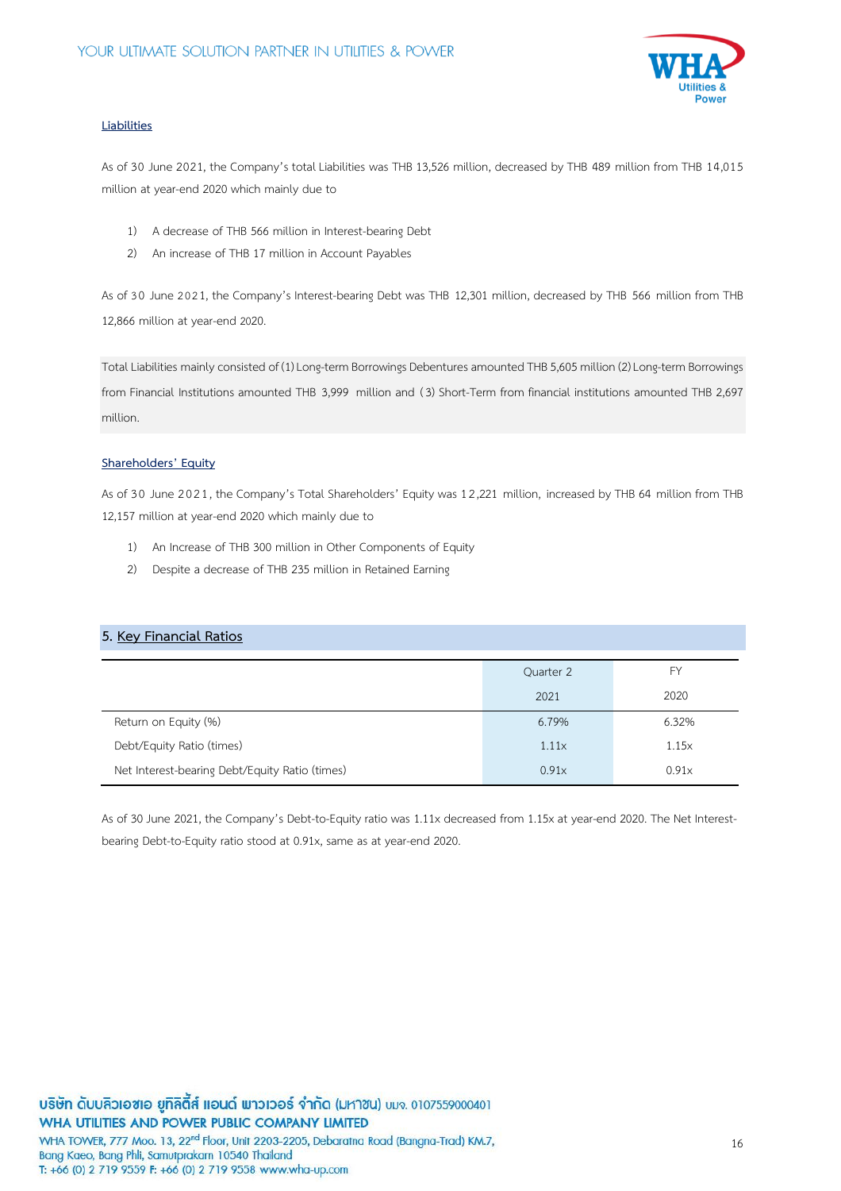**Liabilities**

As of 30 June 2021, the Company's total Liabilities was THB 13,526 million, decreased by THB 489 million from THB 14,015 million at year-end 2020 which mainly due to

1) A decrease of THB 566 million in Interest-bearing Debt
2) An increase of THB 17 million in Account Payables

As of 30 June 2021, the Company's Interest-bearing Debt was THB 12,301 million, decreased by THB 566 million from THB 12,866 million at year-end 2020.

Total Liabilities mainly consisted of (1) Long-term Borrowings Debentures amounted THB 5,605 million (2) Long-term Borrowings from Financial Institutions amounted THB 3,999 million and (3) Short-Term from financial institutions amounted THB 2,697 million.

**Shareholders' Equity**

As of 30 June 2021, the Company's Total Shareholders' Equity was 12,221 million, increased by THB 64 million from THB 12,157 million at year-end 2020 which mainly due to

1) An Increase of THB 300 million in Other Components of Equity
2) Despite a decrease of THB 235 million in Retained Earning

## 5. Key Financial Ratios

| | Quarter 2 2021 | FY 2020 |
|---|---|---|
| Return on Equity (%) | 6.79% | 6.32% |
| Debt/Equity Ratio (times) | 1.11x | 1.15x |
| Net Interest-bearing Debt/Equity Ratio (times) | 0.91x | 0.91x |

As of 30 June 2021, the Company's Debt-to-Equity ratio was 1.11x decreased from 1.15x at year-end 2020. The Net Interest-bearing Debt-to-Equity ratio stood at 0.91x, same as at year-end 2020.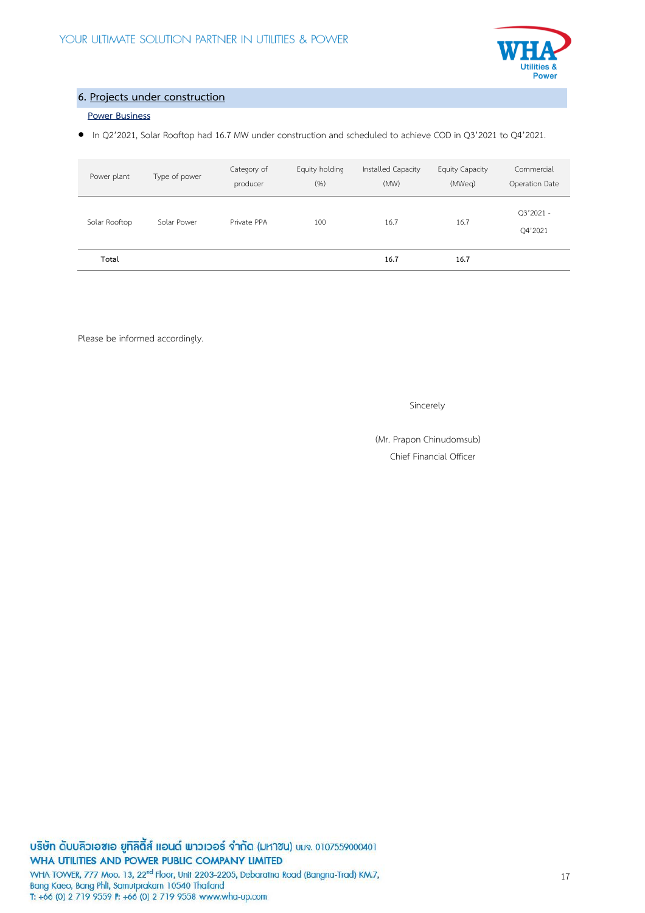## 6. Projects under construction

Power Business

- In Q2'2021, Solar Rooftop had 16.7 MW under construction and scheduled to achieve COD in Q3'2021 to Q4'2021.

| Power plant | Type of power | Category of producer | Equity holding (%) | Installed Capacity (MW) | Equity Capacity (MWeq) | Commercial Operation Date |
|---|---|---|---|---|---|---|
| Solar Rooftop | Solar Power | Private PPA | 100 | 16.7 | 16.7 | Q3'2021 - Q4'2021 |
| **Total** | | | | **16.7** | **16.7** | |

Please be informed accordingly.

Sincerely

(Mr. Prapon Chinudomsub)
Chief Financial Officer

บริษัท ดับบลิวเอชเอ ยูทิลิตี้ส์ แอนด์ พาวเวอร์ จำกัด (มหาชน) บมจ. 0107559000401
WHA UTILITIES AND POWER PUBLIC COMPANY LIMITED
WHA TOWER, 777 Moo. 13, 22nd Floor, Unit 2203-2205, Debaratna Road (Bangna-Trad) KM.7, Bang Kaeo, Bang Phli, Samutprakarn 10540 Thailand
T: +66 (0) 2 719 9559 F: +66 (0) 2 719 9558 www.wha-up.com